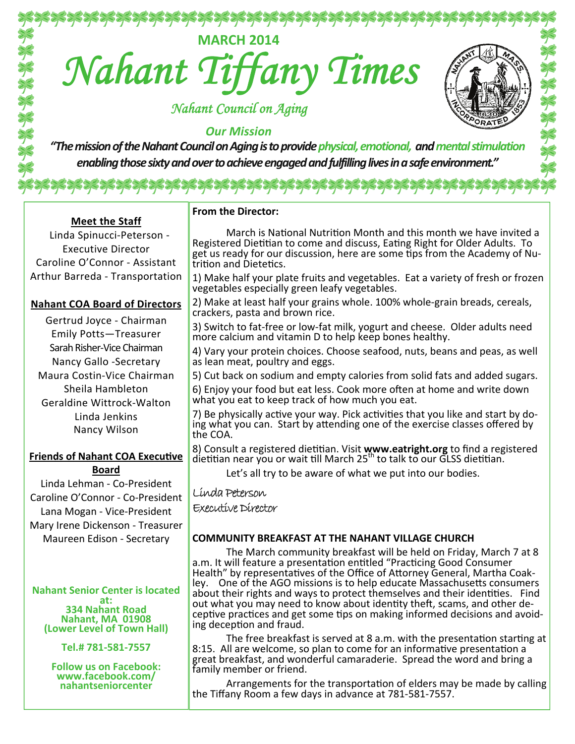MARCH 2014

# Nahant Tiffany Times

*Nahant Council on Aging*

***Our Mission***

***"The mission of the Nahant Council on Aging is to provide physical, emotional, and mental stimulation enabling those sixty and over to achieve engaged and fulfilling lives in a safe environment."***

**Meet the Staff**

Linda Spinucci-Peterson - Executive Director
Caroline O'Connor - Assistant
Arthur Barreda - Transportation

**Nahant COA Board of Directors**

Gertrud Joyce - Chairman
Emily Potts—Treasurer
Sarah Risher-Vice Chairman
Nancy Gallo -Secretary
Maura Costin-Vice Chairman
Sheila Hambleton
Geraldine Wittrock-Walton
Linda Jenkins
Nancy Wilson

**Friends of Nahant COA Executive Board**

Linda Lehman - Co-President
Caroline O'Connor - Co-President
Lana Mogan - Vice-President
Mary Irene Dickenson - Treasurer
Maureen Edison - Secretary

**Nahant Senior Center is located at:**
**334 Nahant Road**
**Nahant, MA 01908**
**(Lower Level of Town Hall)**

**Tel.# 781-581-7557**

**Follow us on Facebook:**
**www.facebook.com/nahantseniorcenter**

**From the Director:**

March is National Nutrition Month and this month we have invited a Registered Dietitian to come and discuss, Eating Right for Older Adults. To get us ready for our discussion, here are some tips from the Academy of Nutrition and Dietetics.

1) Make half your plate fruits and vegetables. Eat a variety of fresh or frozen vegetables especially green leafy vegetables.

2) Make at least half your grains whole. 100% whole-grain breads, cereals, crackers, pasta and brown rice.

3) Switch to fat-free or low-fat milk, yogurt and cheese. Older adults need more calcium and vitamin D to help keep bones healthy.

4) Vary your protein choices. Choose seafood, nuts, beans and peas, as well as lean meat, poultry and eggs.

5) Cut back on sodium and empty calories from solid fats and added sugars.

6) Enjoy your food but eat less. Cook more often at home and write down what you eat to keep track of how much you eat.

7) Be physically active your way. Pick activities that you like and start by doing what you can. Start by attending one of the exercise classes offered by the COA.

8) Consult a registered dietitian. Visit **www.eatright.org** to find a registered dietitian near you or wait till March 25th to talk to our GLSS dietitian.

Let's all try to be aware of what we put into our bodies.

Linda Peterson
Executive Director

**COMMUNITY BREAKFAST AT THE NAHANT VILLAGE CHURCH**

The March community breakfast will be held on Friday, March 7 at 8 a.m. It will feature a presentation entitled "Practicing Good Consumer Health" by representatives of the Office of Attorney General, Martha Coakley. One of the AGO missions is to help educate Massachusetts consumers about their rights and ways to protect themselves and their identities. Find out what you may need to know about identity theft, scams, and other deceptive practices and get some tips on making informed decisions and avoiding deception and fraud.

The free breakfast is served at 8 a.m. with the presentation starting at 8:15. All are welcome, so plan to come for an informative presentation a great breakfast, and wonderful camaraderie. Spread the word and bring a family member or friend.

Arrangements for the transportation of elders may be made by calling the Tiffany Room a few days in advance at 781-581-7557.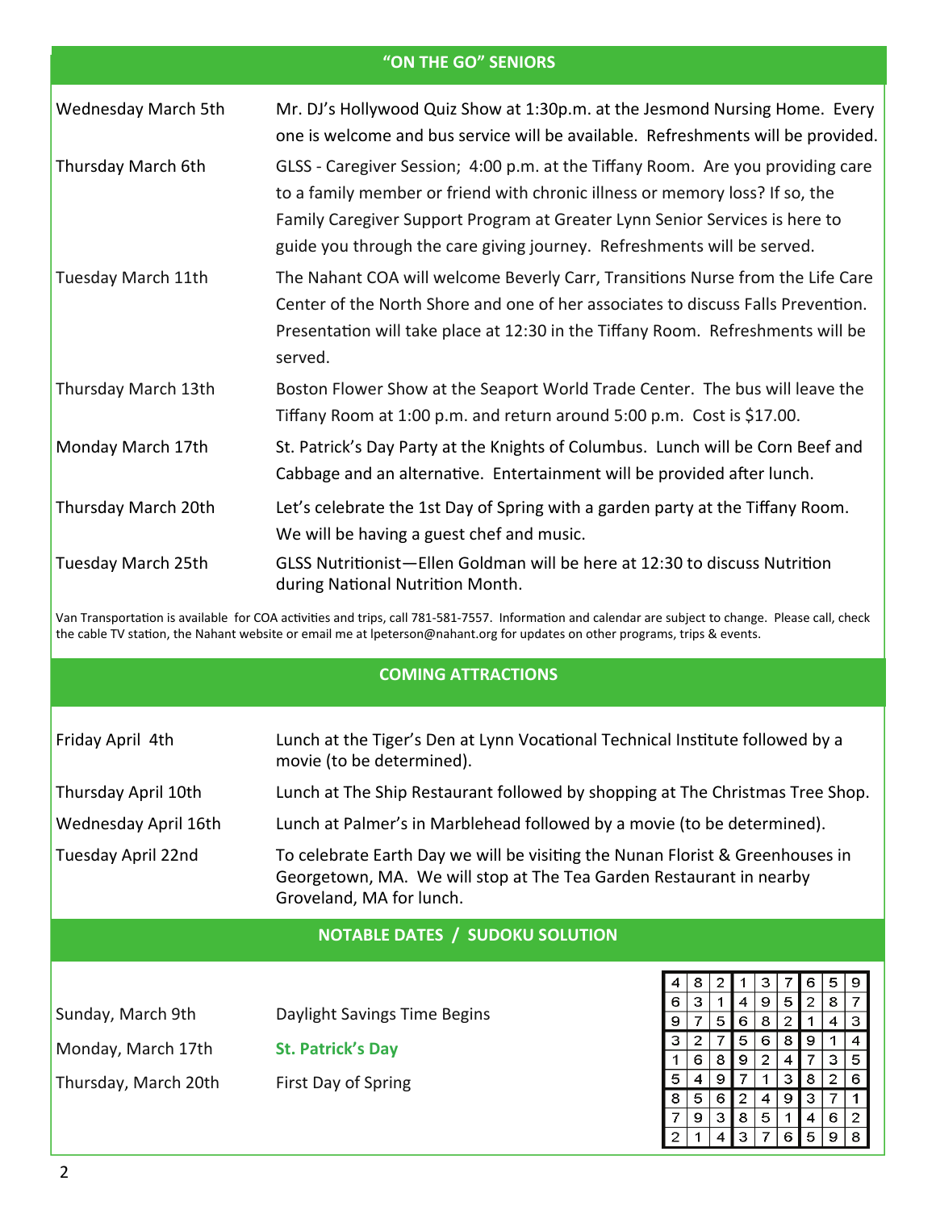## "ON THE GO" SENIORS

| | |
|---|---|
| Wednesday March 5th | Mr. DJ's Hollywood Quiz Show at 1:30p.m. at the Jesmond Nursing Home. Every one is welcome and bus service will be available. Refreshments will be provided. |
| Thursday March 6th | GLSS - Caregiver Session; 4:00 p.m. at the Tiffany Room. Are you providing care to a family member or friend with chronic illness or memory loss? If so, the Family Caregiver Support Program at Greater Lynn Senior Services is here to guide you through the care giving journey. Refreshments will be served. |
| Tuesday March 11th | The Nahant COA will welcome Beverly Carr, Transitions Nurse from the Life Care Center of the North Shore and one of her associates to discuss Falls Prevention. Presentation will take place at 12:30 in the Tiffany Room. Refreshments will be served. |
| Thursday March 13th | Boston Flower Show at the Seaport World Trade Center. The bus will leave the Tiffany Room at 1:00 p.m. and return around 5:00 p.m. Cost is $17.00. |
| Monday March 17th | St. Patrick's Day Party at the Knights of Columbus. Lunch will be Corn Beef and Cabbage and an alternative. Entertainment will be provided after lunch. |
| Thursday March 20th | Let's celebrate the 1st Day of Spring with a garden party at the Tiffany Room. We will be having a guest chef and music. |
| Tuesday March 25th | GLSS Nutritionist—Ellen Goldman will be here at 12:30 to discuss Nutrition during National Nutrition Month. |

Van Transportation is available for COA activities and trips, call 781-581-7557. Information and calendar are subject to change. Please call, check the cable TV station, the Nahant website or email me at lpeterson@nahant.org for updates on other programs, trips & events.

## COMING ATTRACTIONS

| | |
|---|---|
| Friday April 4th | Lunch at the Tiger's Den at Lynn Vocational Technical Institute followed by a movie (to be determined). |
| Thursday April 10th | Lunch at The Ship Restaurant followed by shopping at The Christmas Tree Shop. |
| Wednesday April 16th | Lunch at Palmer's in Marblehead followed by a movie (to be determined). |
| Tuesday April 22nd | To celebrate Earth Day we will be visiting the Nunan Florist & Greenhouses in Georgetown, MA. We will stop at The Tea Garden Restaurant in nearby Groveland, MA for lunch. |

## NOTABLE DATES / SUDOKU SOLUTION

| | |
|---|---|
| Sunday, March 9th | Daylight Savings Time Begins |
| Monday, March 17th | **St. Patrick's Day** |
| Thursday, March 20th | First Day of Spring |

| | | | | | | | | |
|---|---|---|---|---|---|---|---|---|
| 4 | 8 | 2 | 1 | 3 | 7 | 6 | 5 | 9 |
| 6 | 3 | 1 | 4 | 9 | 5 | 2 | 8 | 7 |
| 9 | 7 | 5 | 6 | 8 | 2 | 1 | 4 | 3 |
| 3 | 2 | 7 | 5 | 6 | 8 | 9 | 1 | 4 |
| 1 | 6 | 8 | 9 | 2 | 4 | 7 | 3 | 5 |
| 5 | 4 | 9 | 7 | 1 | 3 | 8 | 2 | 6 |
| 8 | 5 | 6 | 2 | 4 | 9 | 3 | 7 | 1 |
| 7 | 9 | 3 | 8 | 5 | 1 | 4 | 6 | 2 |
| 2 | 1 | 4 | 3 | 7 | 6 | 5 | 9 | 8 |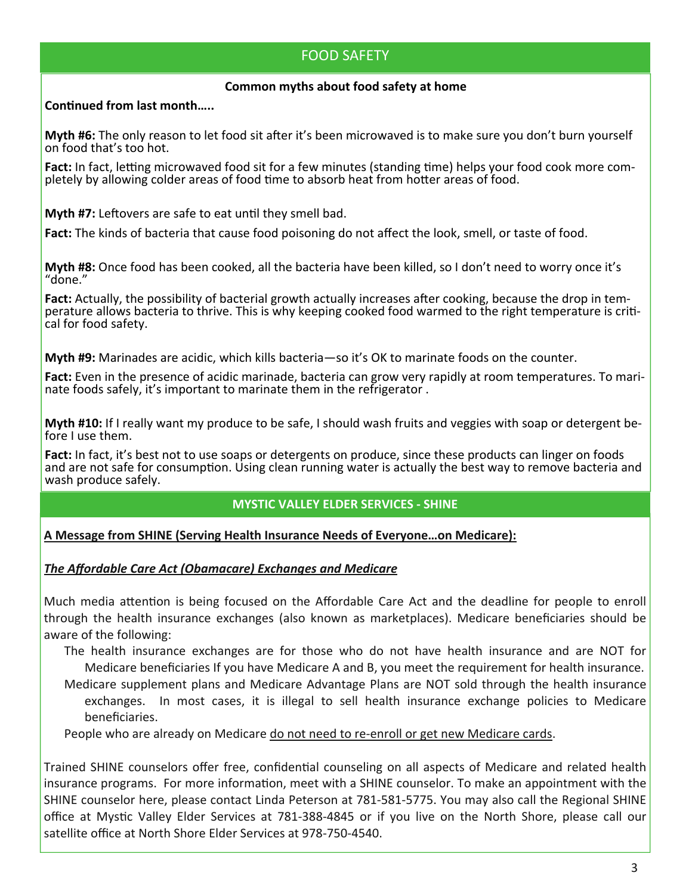## FOOD SAFETY

**Common myths about food safety at home**

**Continued from last month…..**

**Myth #6:** The only reason to let food sit after it's been microwaved is to make sure you don't burn yourself on food that's too hot.

**Fact:** In fact, letting microwaved food sit for a few minutes (standing time) helps your food cook more completely by allowing colder areas of food time to absorb heat from hotter areas of food.

**Myth #7:** Leftovers are safe to eat until they smell bad.

**Fact:** The kinds of bacteria that cause food poisoning do not affect the look, smell, or taste of food.

**Myth #8:** Once food has been cooked, all the bacteria have been killed, so I don't need to worry once it's "done."

**Fact:** Actually, the possibility of bacterial growth actually increases after cooking, because the drop in temperature allows bacteria to thrive. This is why keeping cooked food warmed to the right temperature is critical for food safety.

**Myth #9:** Marinades are acidic, which kills bacteria—so it's OK to marinate foods on the counter.

**Fact:** Even in the presence of acidic marinade, bacteria can grow very rapidly at room temperatures. To marinate foods safely, it's important to marinate them in the refrigerator .

**Myth #10:** If I really want my produce to be safe, I should wash fruits and veggies with soap or detergent before I use them.

**Fact:** In fact, it's best not to use soaps or detergents on produce, since these products can linger on foods and are not safe for consumption. Using clean running water is actually the best way to remove bacteria and wash produce safely.

## MYSTIC VALLEY ELDER SERVICES - SHINE

**A Message from SHINE (Serving Health Insurance Needs of Everyone…on Medicare):**

***The Affordable Care Act (Obamacare) Exchanges and Medicare***

Much media attention is being focused on the Affordable Care Act and the deadline for people to enroll through the health insurance exchanges (also known as marketplaces). Medicare beneficiaries should be aware of the following:

- The health insurance exchanges are for those who do not have health insurance and are NOT for Medicare beneficiaries If you have Medicare A and B, you meet the requirement for health insurance.
- Medicare supplement plans and Medicare Advantage Plans are NOT sold through the health insurance exchanges. In most cases, it is illegal to sell health insurance exchange policies to Medicare beneficiaries.
- People who are already on Medicare do not need to re-enroll or get new Medicare cards.

Trained SHINE counselors offer free, confidential counseling on all aspects of Medicare and related health insurance programs. For more information, meet with a SHINE counselor. To make an appointment with the SHINE counselor here, please contact Linda Peterson at 781-581-5775. You may also call the Regional SHINE office at Mystic Valley Elder Services at 781-388-4845 or if you live on the North Shore, please call our satellite office at North Shore Elder Services at 978-750-4540.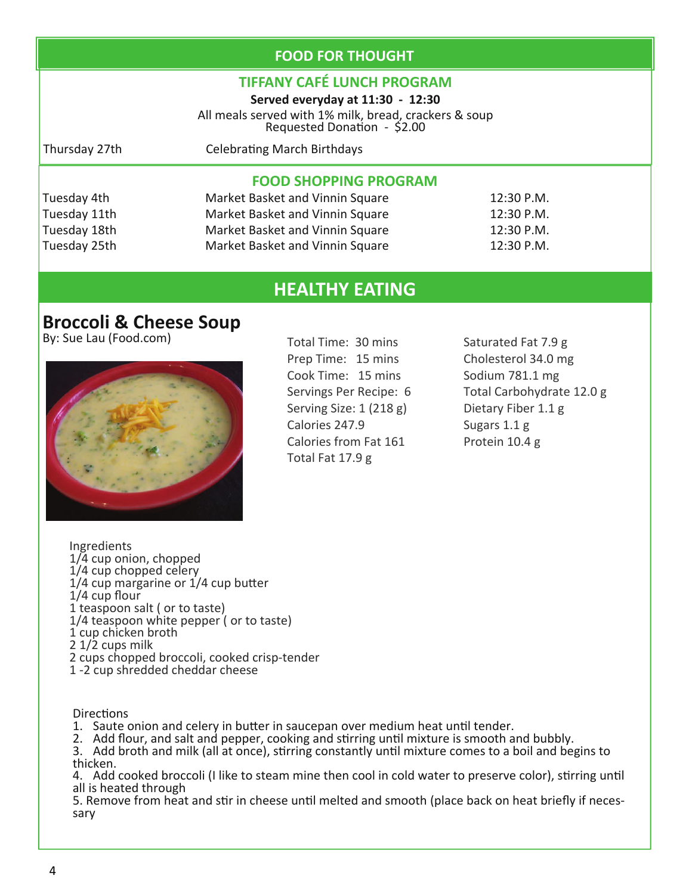## FOOD FOR THOUGHT

### TIFFANY CAFÉ LUNCH PROGRAM

**Served everyday at 11:30 - 12:30**

All meals served with 1% milk, bread, crackers & soup
Requested Donation - $2.00

| | |
|---|---|
| Thursday 27th | Celebrating March Birthdays |

### FOOD SHOPPING PROGRAM

| | | |
|---|---|---|
| Tuesday 4th | Market Basket and Vinnin Square | 12:30 P.M. |
| Tuesday 11th | Market Basket and Vinnin Square | 12:30 P.M. |
| Tuesday 18th | Market Basket and Vinnin Square | 12:30 P.M. |
| Tuesday 25th | Market Basket and Vinnin Square | 12:30 P.M. |

## HEALTHY EATING

### Broccoli & Cheese Soup

By: Sue Lau (Food.com)

Total Time: 30 mins
Prep Time: 15 mins
Cook Time: 15 mins
Servings Per Recipe: 6
Serving Size: 1 (218 g)
Calories 247.9
Calories from Fat 161
Total Fat 17.9 g
Saturated Fat 7.9 g
Cholesterol 34.0 mg
Sodium 781.1 mg
Total Carbohydrate 12.0 g
Dietary Fiber 1.1 g
Sugars 1.1 g
Protein 10.4 g

Ingredients
1/4 cup onion, chopped
1/4 cup chopped celery
1/4 cup margarine or 1/4 cup butter
1/4 cup flour
1 teaspoon salt ( or to taste)
1/4 teaspoon white pepper ( or to taste)
1 cup chicken broth
2 1/2 cups milk
2 cups chopped broccoli, cooked crisp-tender
1 -2 cup shredded cheddar cheese

Directions
1. Saute onion and celery in butter in saucepan over medium heat until tender.
2. Add flour, and salt and pepper, cooking and stirring until mixture is smooth and bubbly.
3. Add broth and milk (all at once), stirring constantly until mixture comes to a boil and begins to thicken.
4. Add cooked broccoli (I like to steam mine then cool in cold water to preserve color), stirring until all is heated through
5. Remove from heat and stir in cheese until melted and smooth (place back on heat briefly if necessary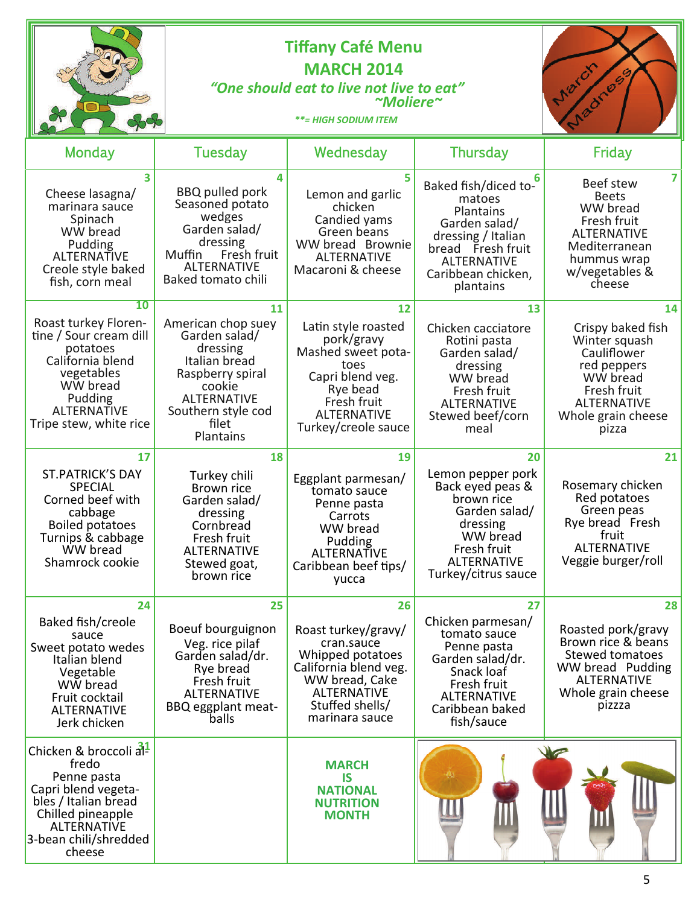# Tiffany Café Menu

## MARCH 2014

*"One should eat to live not live to eat"*
*~Moliere~*

***\*\*= HIGH SODIUM ITEM***

| Monday | Tuesday | Wednesday | Thursday | Friday |
|---|---|---|---|---|
| **3** Cheese lasagna/ marinara sauce Spinach WW bread Pudding ALTERNATIVE Creole style baked fish, corn meal | **4** BBQ pulled pork Seasoned potato wedges Garden salad/ dressing Muffin Fresh fruit ALTERNATIVE Baked tomato chili | **5** Lemon and garlic chicken Candied yams Green beans WW bread Brownie ALTERNATIVE Macaroni & cheese | **6** Baked fish/diced tomatoes Plantains Garden salad/ dressing / Italian bread Fresh fruit ALTERNATIVE Caribbean chicken, plantains | **7** Beef stew Beets WW bread Fresh fruit ALTERNATIVE Mediterranean hummus wrap w/vegetables & cheese |
| **10** Roast turkey Florentine / Sour cream dill potatoes California blend vegetables WW bread Pudding ALTERNATIVE Tripe stew, white rice | **11** American chop suey Garden salad/ dressing Italian bread Raspberry spiral cookie ALTERNATIVE Southern style cod filet Plantains | **12** Latin style roasted pork/gravy Mashed sweet potatoes Capri blend veg. Rye bead Fresh fruit ALTERNATIVE Turkey/creole sauce | **13** Chicken cacciatore Rotini pasta Garden salad/ dressing WW bread Fresh fruit ALTERNATIVE Stewed beef/corn meal | **14** Crispy baked fish Winter squash Cauliflower red peppers WW bread Fresh fruit ALTERNATIVE Whole grain cheese pizza |
| **17** ST.PATRICK'S DAY SPECIAL Corned beef with cabbage Boiled potatoes Turnips & cabbage WW bread Shamrock cookie | **18** Turkey chili Brown rice Garden salad/ dressing Cornbread Fresh fruit ALTERNATIVE Stewed goat, brown rice | **19** Eggplant parmesan/ tomato sauce Penne pasta Carrots WW bread Pudding ALTERNATIVE Caribbean beef tips/ yucca | **20** Lemon pepper pork Back eyed peas & brown rice Garden salad/ dressing WW bread Fresh fruit ALTERNATIVE Turkey/citrus sauce | **21** Rosemary chicken Red potatoes Green peas Rye bread Fresh fruit ALTERNATIVE Veggie burger/roll |
| **24** Baked fish/creole sauce Sweet potato wedes Italian blend Vegetable WW bread Fruit cocktail ALTERNATIVE Jerk chicken | **25** Boeuf bourguignon Veg. rice pilaf Garden salad/dr. Rye bread Fresh fruit ALTERNATIVE BBQ eggplant meatballs | **26** Roast turkey/gravy/ cran.sauce Whipped potatoes California blend veg. WW bread, Cake ALTERNATIVE Stuffed shells/ marinara sauce | **27** Chicken parmesan/ tomato sauce Penne pasta Garden salad/dr. Snack loaf Fresh fruit ALTERNATIVE Caribbean baked fish/sauce | **28** Roasted pork/gravy Brown rice & beans Stewed tomatoes WW bread Pudding ALTERNATIVE Whole grain cheese pizzza |
| **31** Chicken & broccoli alfredo Penne pasta Capri blend vegetables / Italian bread Chilled pineapple ALTERNATIVE 3-bean chili/shredded cheese | | **MARCH IS NATIONAL NUTRITION MONTH** | | |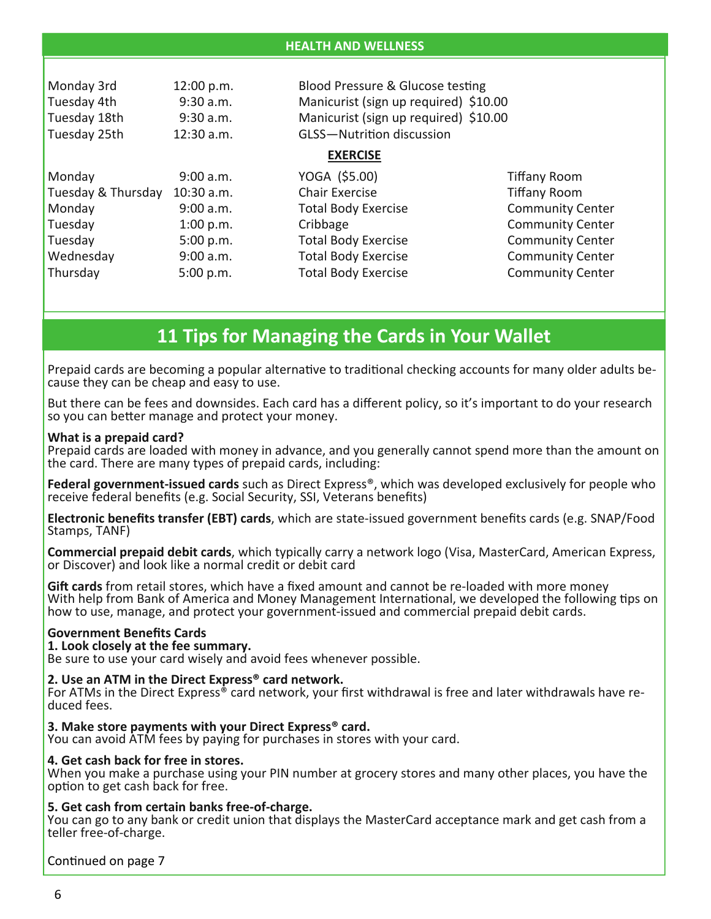## HEALTH AND WELLNESS

| | | | |
|---|---|---|---|
| Monday 3rd | 12:00 p.m. | Blood Pressure & Glucose testing | |
| Tuesday 4th | 9:30 a.m. | Manicurist (sign up required) $10.00 | |
| Tuesday 18th | 9:30 a.m. | Manicurist (sign up required) $10.00 | |
| Tuesday 25th | 12:30 a.m. | GLSS—Nutrition discussion | |

### EXERCISE

| | | | |
|---|---|---|---|
| Monday | 9:00 a.m. | YOGA ($5.00) | Tiffany Room |
| Tuesday & Thursday | 10:30 a.m. | Chair Exercise | Tiffany Room |
| Monday | 9:00 a.m. | Total Body Exercise | Community Center |
| Tuesday | 1:00 p.m. | Cribbage | Community Center |
| Tuesday | 5:00 p.m. | Total Body Exercise | Community Center |
| Wednesday | 9:00 a.m. | Total Body Exercise | Community Center |
| Thursday | 5:00 p.m. | Total Body Exercise | Community Center |

# 11 Tips for Managing the Cards in Your Wallet

Prepaid cards are becoming a popular alternative to traditional checking accounts for many older adults because they can be cheap and easy to use.

But there can be fees and downsides. Each card has a different policy, so it's important to do your research so you can better manage and protect your money.

**What is a prepaid card?**
Prepaid cards are loaded with money in advance, and you generally cannot spend more than the amount on the card. There are many types of prepaid cards, including:

**Federal government-issued cards** such as Direct Express®, which was developed exclusively for people who receive federal benefits (e.g. Social Security, SSI, Veterans benefits)

**Electronic benefits transfer (EBT) cards**, which are state-issued government benefits cards (e.g. SNAP/Food Stamps, TANF)

**Commercial prepaid debit cards**, which typically carry a network logo (Visa, MasterCard, American Express, or Discover) and look like a normal credit or debit card

**Gift cards** from retail stores, which have a fixed amount and cannot be re-loaded with more money
With help from Bank of America and Money Management International, we developed the following tips on how to use, manage, and protect your government-issued and commercial prepaid debit cards.

**Government Benefits Cards**

**1. Look closely at the fee summary.**
Be sure to use your card wisely and avoid fees whenever possible.

**2. Use an ATM in the Direct Express® card network.**
For ATMs in the Direct Express® card network, your first withdrawal is free and later withdrawals have reduced fees.

**3. Make store payments with your Direct Express® card.**
You can avoid ATM fees by paying for purchases in stores with your card.

**4. Get cash back for free in stores.**
When you make a purchase using your PIN number at grocery stores and many other places, you have the option to get cash back for free.

**5. Get cash from certain banks free-of-charge.**
You can go to any bank or credit union that displays the MasterCard acceptance mark and get cash from a teller free-of-charge.

Continued on page 7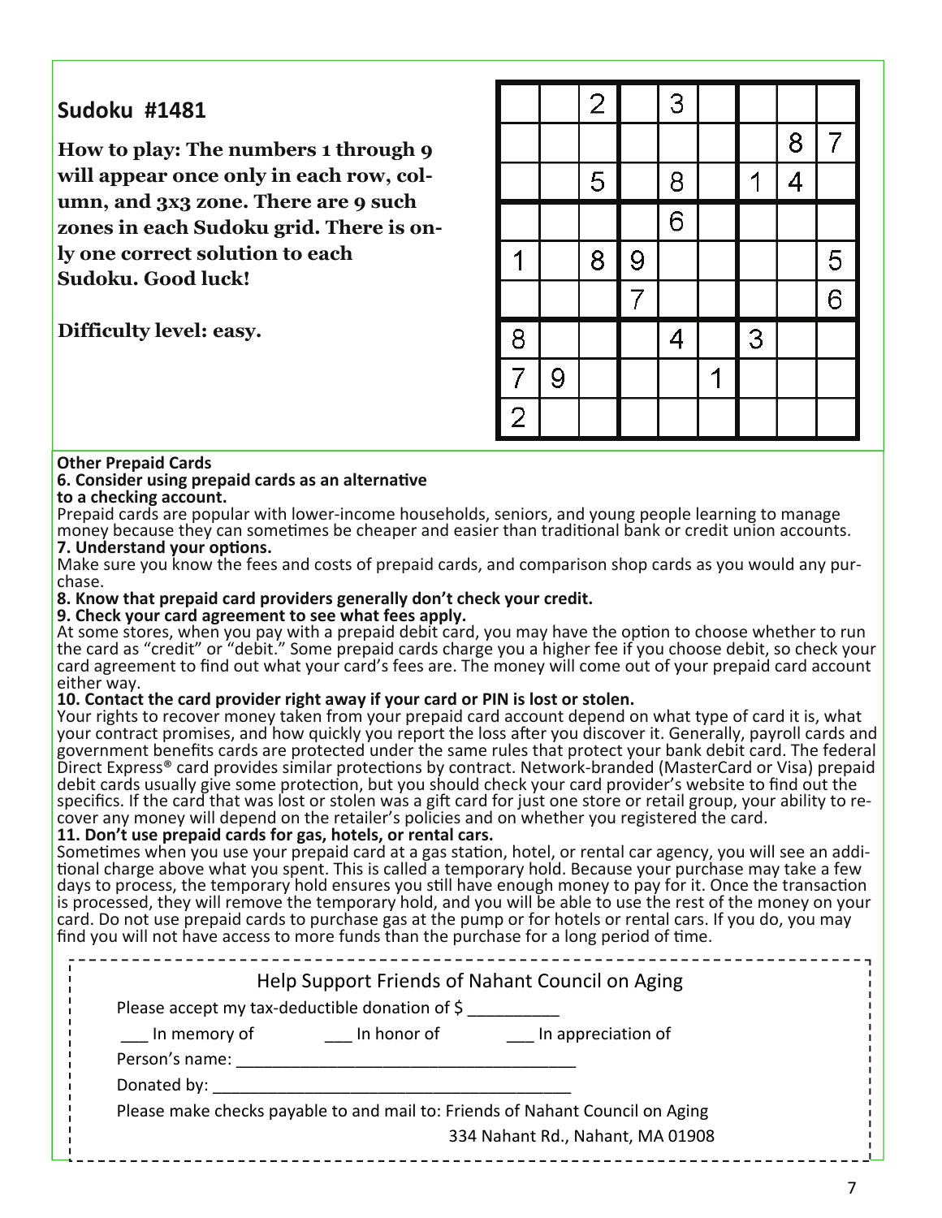## Sudoku #1481

**How to play: The numbers 1 through 9 will appear once only in each row, column, and 3x3 zone. There are 9 such zones in each Sudoku grid. There is only one correct solution to each Sudoku. Good luck!**

**Difficulty level: easy.**

| | | | | | | | | |
|---|---|---|---|---|---|---|---|---|
| | | 2 | | 3 | | | | |
| | | | | | | | 8 | 7 |
| | | 5 | | 8 | | 1 | 4 | |
| | | | | 6 | | | | |
| 1 | | 8 | 9 | | | | | 5 |
| | | | 7 | | | | | 6 |
| 8 | | | | 4 | | 3 | | |
| 7 | 9 | | | | 1 | | | |
| 2 | | | | | | | | |

**Other Prepaid Cards**

**6. Consider using prepaid cards as an alternative to a checking account.**

Prepaid cards are popular with lower-income households, seniors, and young people learning to manage money because they can sometimes be cheaper and easier than traditional bank or credit union accounts.

**7. Understand your options.**

Make sure you know the fees and costs of prepaid cards, and comparison shop cards as you would any purchase.

**8. Know that prepaid card providers generally don't check your credit.**

**9. Check your card agreement to see what fees apply.**

At some stores, when you pay with a prepaid debit card, you may have the option to choose whether to run the card as "credit" or "debit." Some prepaid cards charge you a higher fee if you choose debit, so check your card agreement to find out what your card's fees are. The money will come out of your prepaid card account either way.

**10. Contact the card provider right away if your card or PIN is lost or stolen.**

Your rights to recover money taken from your prepaid card account depend on what type of card it is, what your contract promises, and how quickly you report the loss after you discover it. Generally, payroll cards and government benefits cards are protected under the same rules that protect your bank debit card. The federal Direct Express® card provides similar protections by contract. Network-branded (MasterCard or Visa) prepaid debit cards usually give some protection, but you should check your card provider's website to find out the specifics. If the card that was lost or stolen was a gift card for just one store or retail group, your ability to recover any money will depend on the retailer's policies and on whether you registered the card.

**11. Don't use prepaid cards for gas, hotels, or rental cars.**

Sometimes when you use your prepaid card at a gas station, hotel, or rental car agency, you will see an additional charge above what you spent. This is called a temporary hold. Because your purchase may take a few days to process, the temporary hold ensures you still have enough money to pay for it. Once the transaction is processed, they will remove the temporary hold, and you will be able to use the rest of the money on your card. Do not use prepaid cards to purchase gas at the pump or for hotels or rental cars. If you do, you may find you will not have access to more funds than the purchase for a long period of time.

Help Support Friends of Nahant Council on Aging

Please accept my tax-deductible donation of $ __________

___ In memory of ___ In honor of ___ In appreciation of

Person's name: ____________________________________

Donated by: ______________________________________

Please make checks payable to and mail to: Friends of Nahant Council on Aging

334 Nahant Rd., Nahant, MA 01908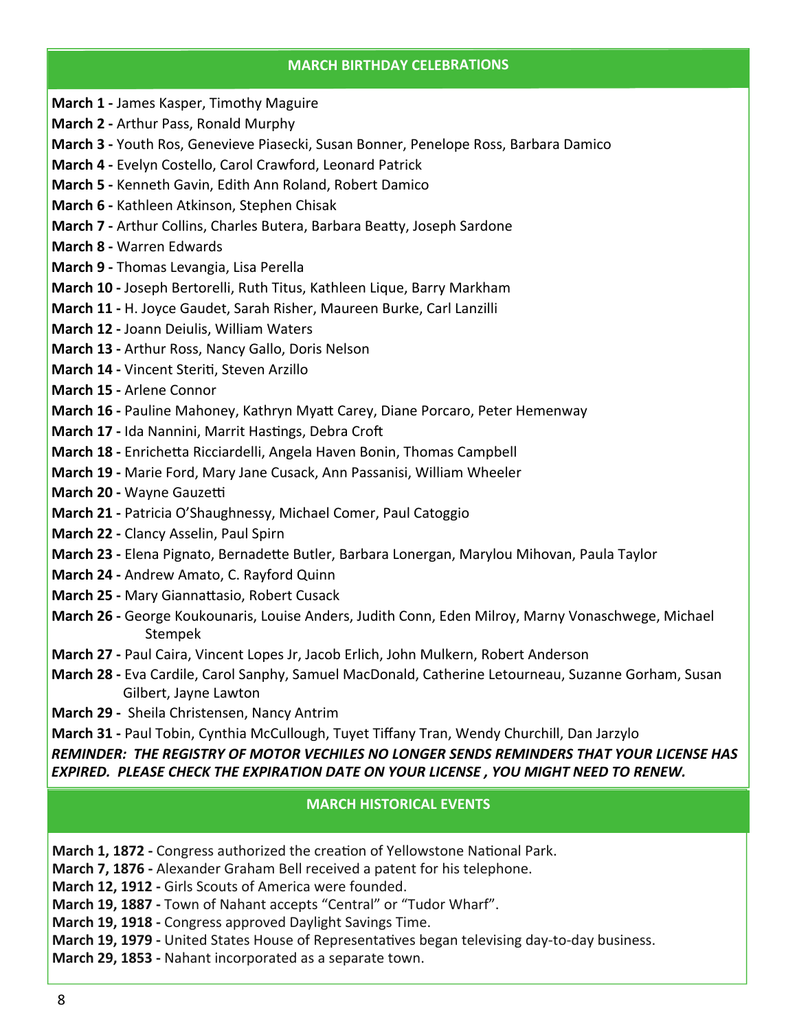## MARCH BIRTHDAY CELEBRATIONS

**March 1 -** James Kasper, Timothy Maguire

**March 2 -** Arthur Pass, Ronald Murphy

**March 3 -** Youth Ros, Genevieve Piasecki, Susan Bonner, Penelope Ross, Barbara Damico

**March 4 -** Evelyn Costello, Carol Crawford, Leonard Patrick

**March 5 -** Kenneth Gavin, Edith Ann Roland, Robert Damico

**March 6 -** Kathleen Atkinson, Stephen Chisak

**March 7 -** Arthur Collins, Charles Butera, Barbara Beatty, Joseph Sardone

**March 8 -** Warren Edwards

**March 9 -** Thomas Levangia, Lisa Perella

**March 10 -** Joseph Bertorelli, Ruth Titus, Kathleen Lique, Barry Markham

**March 11 -** H. Joyce Gaudet, Sarah Risher, Maureen Burke, Carl Lanzilli

**March 12 -** Joann Deiulis, William Waters

**March 13 -** Arthur Ross, Nancy Gallo, Doris Nelson

**March 14 -** Vincent Steriti, Steven Arzillo

**March 15 -** Arlene Connor

**March 16 -** Pauline Mahoney, Kathryn Myatt Carey, Diane Porcaro, Peter Hemenway

**March 17 -** Ida Nannini, Marrit Hastings, Debra Croft

**March 18 -** Enrichetta Ricciardelli, Angela Haven Bonin, Thomas Campbell

**March 19 -** Marie Ford, Mary Jane Cusack, Ann Passanisi, William Wheeler

**March 20 -** Wayne Gauzetti

**March 21 -** Patricia O'Shaughnessy, Michael Comer, Paul Catoggio

**March 22 -** Clancy Asselin, Paul Spirn

**March 23 -** Elena Pignato, Bernadette Butler, Barbara Lonergan, Marylou Mihovan, Paula Taylor

**March 24 -** Andrew Amato, C. Rayford Quinn

**March 25 -** Mary Giannattasio, Robert Cusack

**March 26 -** George Koukounaris, Louise Anders, Judith Conn, Eden Milroy, Marny Vonaschwege, Michael Stempek

**March 27 -** Paul Caira, Vincent Lopes Jr, Jacob Erlich, John Mulkern, Robert Anderson

**March 28 -** Eva Cardile, Carol Sanphy, Samuel MacDonald, Catherine Letourneau, Suzanne Gorham, Susan Gilbert, Jayne Lawton

**March 29 -** Sheila Christensen, Nancy Antrim

**March 31 -** Paul Tobin, Cynthia McCullough, Tuyet Tiffany Tran, Wendy Churchill, Dan Jarzylo

***REMINDER: THE REGISTRY OF MOTOR VECHILES NO LONGER SENDS REMINDERS THAT YOUR LICENSE HAS EXPIRED. PLEASE CHECK THE EXPIRATION DATE ON YOUR LICENSE , YOU MIGHT NEED TO RENEW.***

## MARCH HISTORICAL EVENTS

**March 1, 1872 -** Congress authorized the creation of Yellowstone National Park.

**March 7, 1876 -** Alexander Graham Bell received a patent for his telephone.

**March 12, 1912 -** Girls Scouts of America were founded.

**March 19, 1887 -** Town of Nahant accepts "Central" or "Tudor Wharf".

**March 19, 1918 -** Congress approved Daylight Savings Time.

**March 19, 1979 -** United States House of Representatives began televising day-to-day business.

**March 29, 1853 -** Nahant incorporated as a separate town.